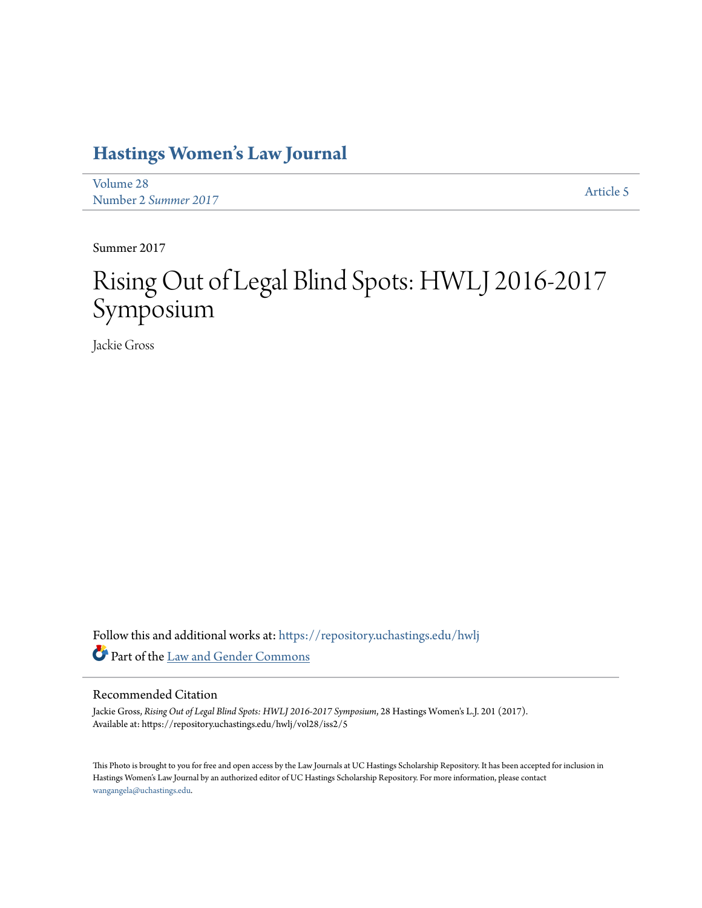# Hastings Women's Law Journal

Volume 28
Number 2 *Summer 2017*

Article 5

Summer 2017

# Rising Out of Legal Blind Spots: HWLJ 2016-2017 Symposium

Jackie Gross

Follow this and additional works at: https://repository.uchastings.edu/hwlj

Part of the Law and Gender Commons

## Recommended Citation

Jackie Gross, *Rising Out of Legal Blind Spots: HWLJ 2016-2017 Symposium*, 28 Hastings Women's L.J. 201 (2017).
Available at: https://repository.uchastings.edu/hwlj/vol28/iss2/5

This Photo is brought to you for free and open access by the Law Journals at UC Hastings Scholarship Repository. It has been accepted for inclusion in Hastings Women's Law Journal by an authorized editor of UC Hastings Scholarship Repository. For more information, please contact wangangela@uchastings.edu.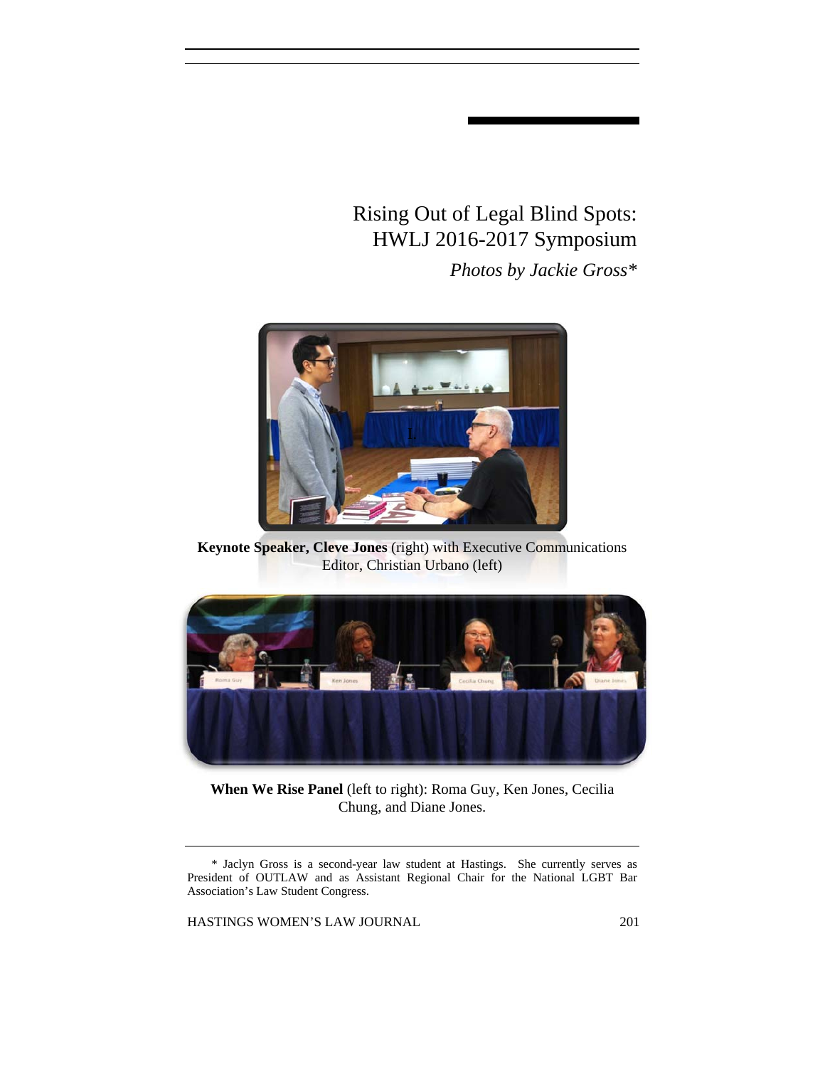# Rising Out of Legal Blind Spots: HWLJ 2016-2017 Symposium

*Photos by Jackie Gross\**

**Keynote Speaker, Cleve Jones** (right) with Executive Communications Editor, Christian Urbano (left)

**When We Rise Panel** (left to right): Roma Guy, Ken Jones, Cecilia Chung, and Diane Jones.

\* Jaclyn Gross is a second-year law student at Hastings. She currently serves as President of OUTLAW and as Assistant Regional Chair for the National LGBT Bar Association's Law Student Congress.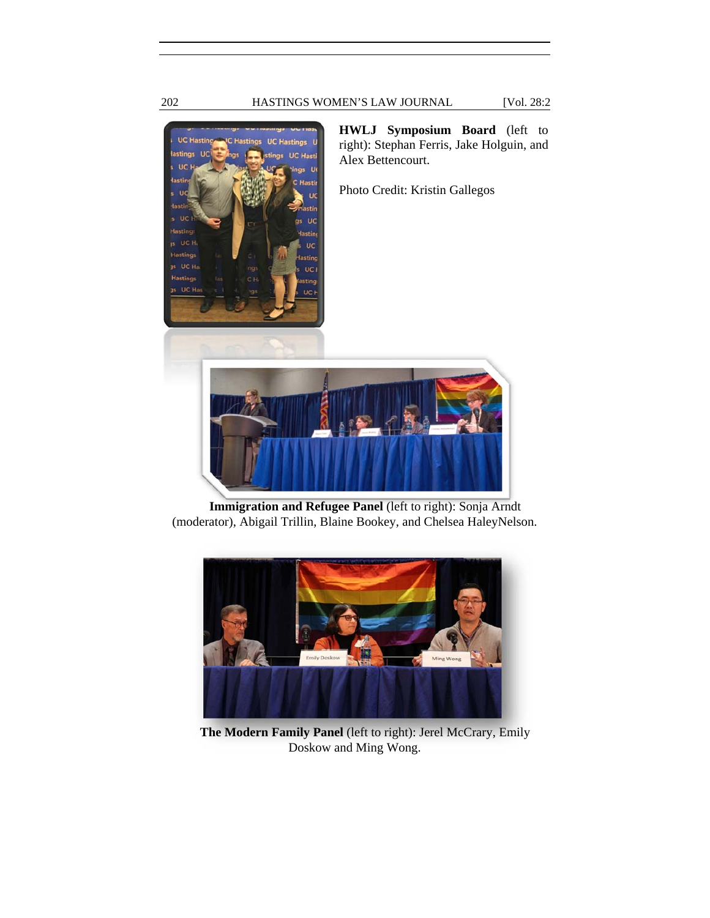**HWLJ Symposium Board** (left to right): Stephan Ferris, Jake Holguin, and Alex Bettencourt.

Photo Credit: Kristin Gallegos

**Immigration and Refugee Panel** (left to right): Sonja Arndt (moderator), Abigail Trillin, Blaine Bookey, and Chelsea HaleyNelson.

**The Modern Family Panel** (left to right): Jerel McCrary, Emily Doskow and Ming Wong.